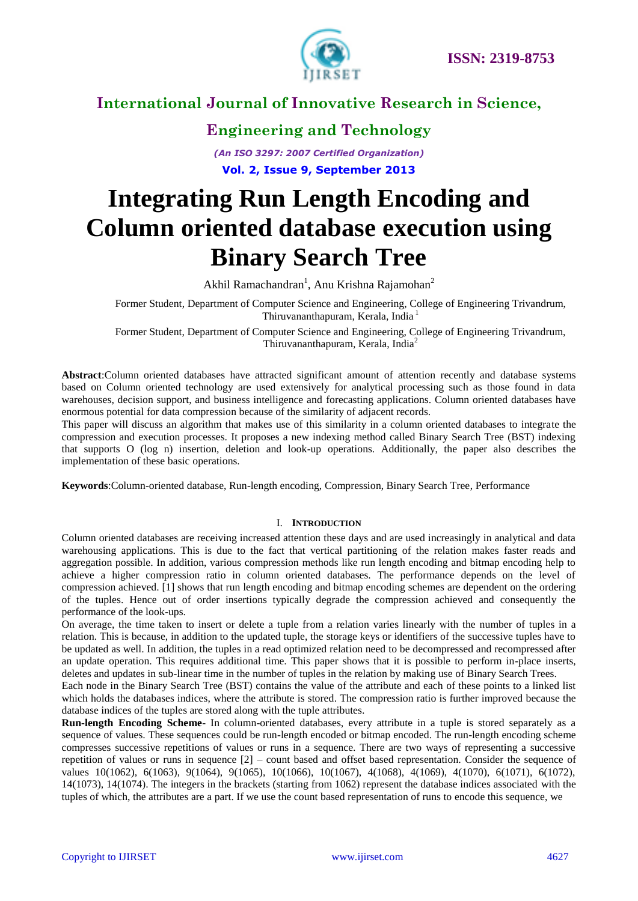# Integrating Run Length Encoding and Column oriented database execution using Binary Search Tree

Akhil Ramachandran[1], Anu Krishna Rajamohan[2]

Former Student, Department of Computer Science and Engineering, College of Engineering Trivandrum, Thiruvananthapuram, Kerala, India [1]

Former Student, Department of Computer Science and Engineering, College of Engineering Trivandrum, Thiruvananthapuram, Kerala, India[2]

**Abstract**:Column oriented databases have attracted significant amount of attention recently and database systems based on Column oriented technology are used extensively for analytical processing such as those found in data warehouses, decision support, and business intelligence and forecasting applications. Column oriented databases have enormous potential for data compression because of the similarity of adjacent records.

This paper will discuss an algorithm that makes use of this similarity in a column oriented databases to integrate the compression and execution processes. It proposes a new indexing method called Binary Search Tree (BST) indexing that supports O (log n) insertion, deletion and look-up operations. Additionally, the paper also describes the implementation of these basic operations.

**Keywords**:Column-oriented database, Run-length encoding, Compression, Binary Search Tree, Performance

## I. Introduction

Column oriented databases are receiving increased attention these days and are used increasingly in analytical and data warehousing applications. This is due to the fact that vertical partitioning of the relation makes faster reads and aggregation possible. In addition, various compression methods like run length encoding and bitmap encoding help to achieve a higher compression ratio in column oriented databases. The performance depends on the level of compression achieved. [1] shows that run length encoding and bitmap encoding schemes are dependent on the ordering of the tuples. Hence out of order insertions typically degrade the compression achieved and consequently the performance of the look-ups.

On average, the time taken to insert or delete a tuple from a relation varies linearly with the number of tuples in a relation. This is because, in addition to the updated tuple, the storage keys or identifiers of the successive tuples have to be updated as well. In addition, the tuples in a read optimized relation need to be decompressed and recompressed after an update operation. This requires additional time. This paper shows that it is possible to perform in-place inserts, deletes and updates in sub-linear time in the number of tuples in the relation by making use of Binary Search Trees.

Each node in the Binary Search Tree (BST) contains the value of the attribute and each of these points to a linked list which holds the databases indices, where the attribute is stored. The compression ratio is further improved because the database indices of the tuples are stored along with the tuple attributes.

**Run-length Encoding Scheme**- In column-oriented databases, every attribute in a tuple is stored separately as a sequence of values. These sequences could be run-length encoded or bitmap encoded. The run-length encoding scheme compresses successive repetitions of values or runs in a sequence. There are two ways of representing a successive repetition of values or runs in sequence [2] – count based and offset based representation. Consider the sequence of values 10(1062), 6(1063), 9(1064), 9(1065), 10(1066), 10(1067), 4(1068), 4(1069), 4(1070), 6(1071), 6(1072), 14(1073), 14(1074). The integers in the brackets (starting from 1062) represent the database indices associated with the tuples of which, the attributes are a part. If we use the count based representation of runs to encode this sequence, we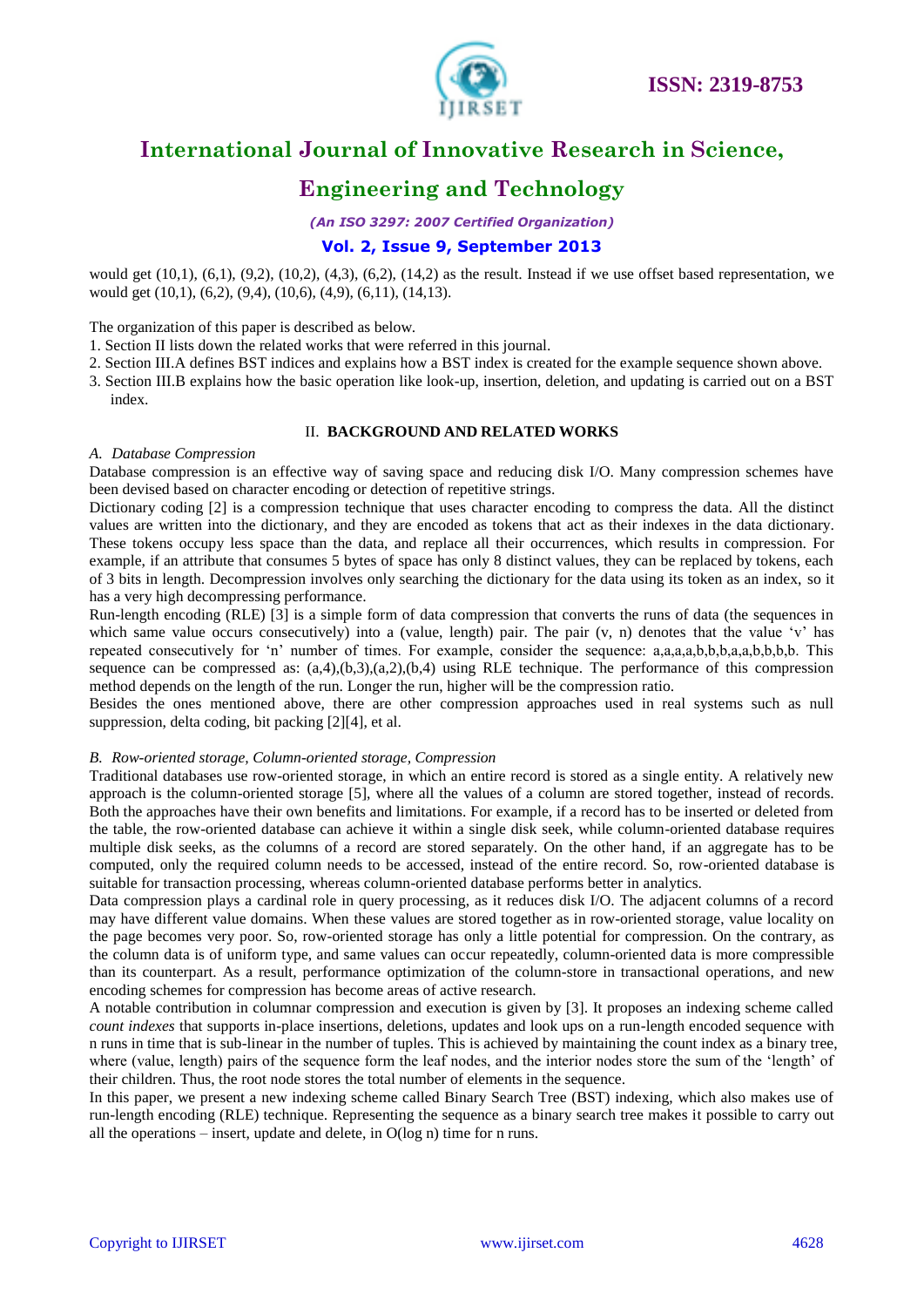would get (10,1), (6,1), (9,2), (10,2), (4,3), (6,2), (14,2) as the result. Instead if we use offset based representation, we would get (10,1), (6,2), (9,4), (10,6), (4,9), (6,11), (14,13).

The organization of this paper is described as below.

1. Section II lists down the related works that were referred in this journal.
2. Section III.A defines BST indices and explains how a BST index is created for the example sequence shown above.
3. Section III.B explains how the basic operation like look-up, insertion, deletion, and updating is carried out on a BST index.

## II. BACKGROUND AND RELATED WORKS

### *A. Database Compression*

Database compression is an effective way of saving space and reducing disk I/O. Many compression schemes have been devised based on character encoding or detection of repetitive strings.

Dictionary coding [2] is a compression technique that uses character encoding to compress the data. All the distinct values are written into the dictionary, and they are encoded as tokens that act as their indexes in the data dictionary. These tokens occupy less space than the data, and replace all their occurrences, which results in compression. For example, if an attribute that consumes 5 bytes of space has only 8 distinct values, they can be replaced by tokens, each of 3 bits in length. Decompression involves only searching the dictionary for the data using its token as an index, so it has a very high decompressing performance.

Run-length encoding (RLE) [3] is a simple form of data compression that converts the runs of data (the sequences in which same value occurs consecutively) into a (value, length) pair. The pair (v, n) denotes that the value 'v' has repeated consecutively for 'n' number of times. For example, consider the sequence: a,a,a,a,b,b,b,a,a,b,b,b,b. This sequence can be compressed as: (a,4),(b,3),(a,2),(b,4) using RLE technique. The performance of this compression method depends on the length of the run. Longer the run, higher will be the compression ratio.

Besides the ones mentioned above, there are other compression approaches used in real systems such as null suppression, delta coding, bit packing [2][4], et al.

### *B. Row-oriented storage, Column-oriented storage, Compression*

Traditional databases use row-oriented storage, in which an entire record is stored as a single entity. A relatively new approach is the column-oriented storage [5], where all the values of a column are stored together, instead of records. Both the approaches have their own benefits and limitations. For example, if a record has to be inserted or deleted from the table, the row-oriented database can achieve it within a single disk seek, while column-oriented database requires multiple disk seeks, as the columns of a record are stored separately. On the other hand, if an aggregate has to be computed, only the required column needs to be accessed, instead of the entire record. So, row-oriented database is suitable for transaction processing, whereas column-oriented database performs better in analytics.

Data compression plays a cardinal role in query processing, as it reduces disk I/O. The adjacent columns of a record may have different value domains. When these values are stored together as in row-oriented storage, value locality on the page becomes very poor. So, row-oriented storage has only a little potential for compression. On the contrary, as the column data is of uniform type, and same values can occur repeatedly, column-oriented data is more compressible than its counterpart. As a result, performance optimization of the column-store in transactional operations, and new encoding schemes for compression has become areas of active research.

A notable contribution in columnar compression and execution is given by [3]. It proposes an indexing scheme called *count indexes* that supports in-place insertions, deletions, updates and look ups on a run-length encoded sequence with n runs in time that is sub-linear in the number of tuples. This is achieved by maintaining the count index as a binary tree, where (value, length) pairs of the sequence form the leaf nodes, and the interior nodes store the sum of the 'length' of their children. Thus, the root node stores the total number of elements in the sequence.

In this paper, we present a new indexing scheme called Binary Search Tree (BST) indexing, which also makes use of run-length encoding (RLE) technique. Representing the sequence as a binary search tree makes it possible to carry out all the operations – insert, update and delete, in O(log n) time for n runs.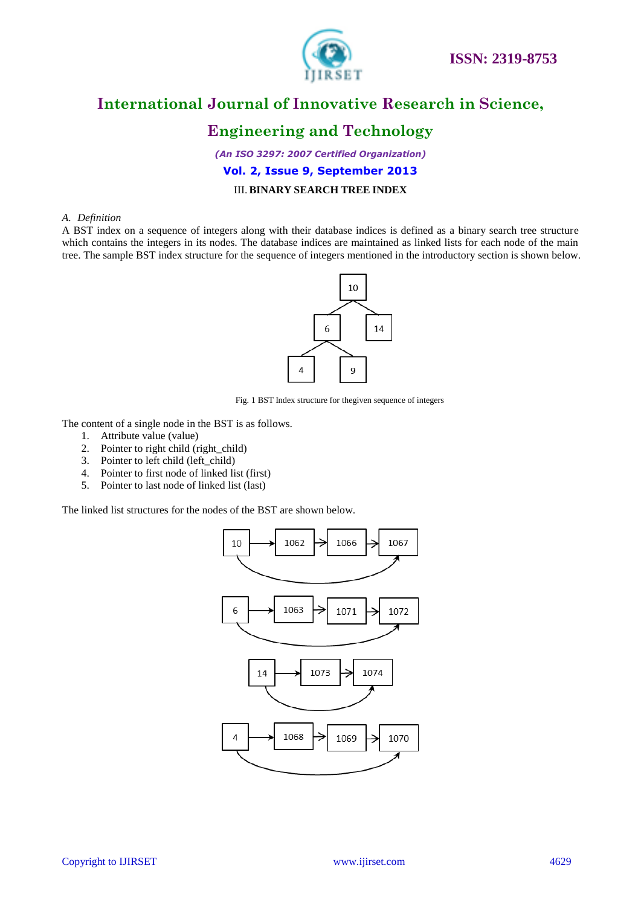### III. BINARY SEARCH TREE INDEX

*A. Definition*

A BST index on a sequence of integers along with their database indices is defined as a binary search tree structure which contains the integers in its nodes. The database indices are maintained as linked lists for each node of the main tree. The sample BST index structure for the sequence of integers mentioned in the introductory section is shown below.

Fig. 1 BST Index structure for thegiven sequence of integers

The content of a single node in the BST is as follows.

1. Attribute value (value)
2. Pointer to right child (right_child)
3. Pointer to left child (left_child)
4. Pointer to first node of linked list (first)
5. Pointer to last node of linked list (last)

The linked list structures for the nodes of the BST are shown below.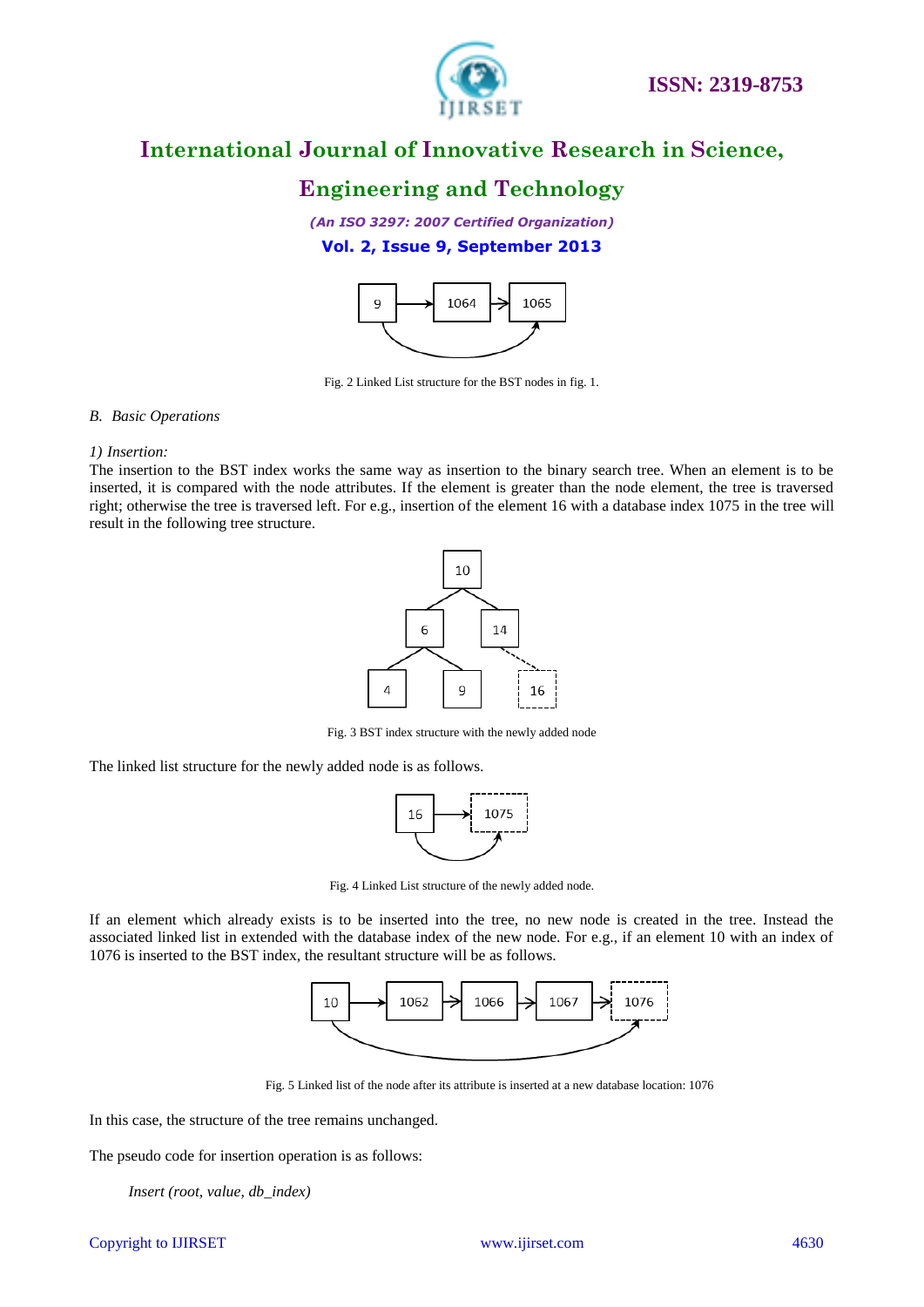Fig. 2 Linked List structure for the BST nodes in fig. 1.

### B. Basic Operations

*1) Insertion:*

The insertion to the BST index works the same way as insertion to the binary search tree. When an element is to be inserted, it is compared with the node attributes. If the element is greater than the node element, the tree is traversed right; otherwise the tree is traversed left. For e.g., insertion of the element 16 with a database index 1075 in the tree will result in the following tree structure.

Fig. 3 BST index structure with the newly added node

The linked list structure for the newly added node is as follows.

Fig. 4 Linked List structure of the newly added node.

If an element which already exists is to be inserted into the tree, no new node is created in the tree. Instead the associated linked list in extended with the database index of the new node. For e.g., if an element 10 with an index of 1076 is inserted to the BST index, the resultant structure will be as follows.

Fig. 5 Linked list of the node after its attribute is inserted at a new database location: 1076

In this case, the structure of the tree remains unchanged.

The pseudo code for insertion operation is as follows:

*Insert (root, value, db_index)*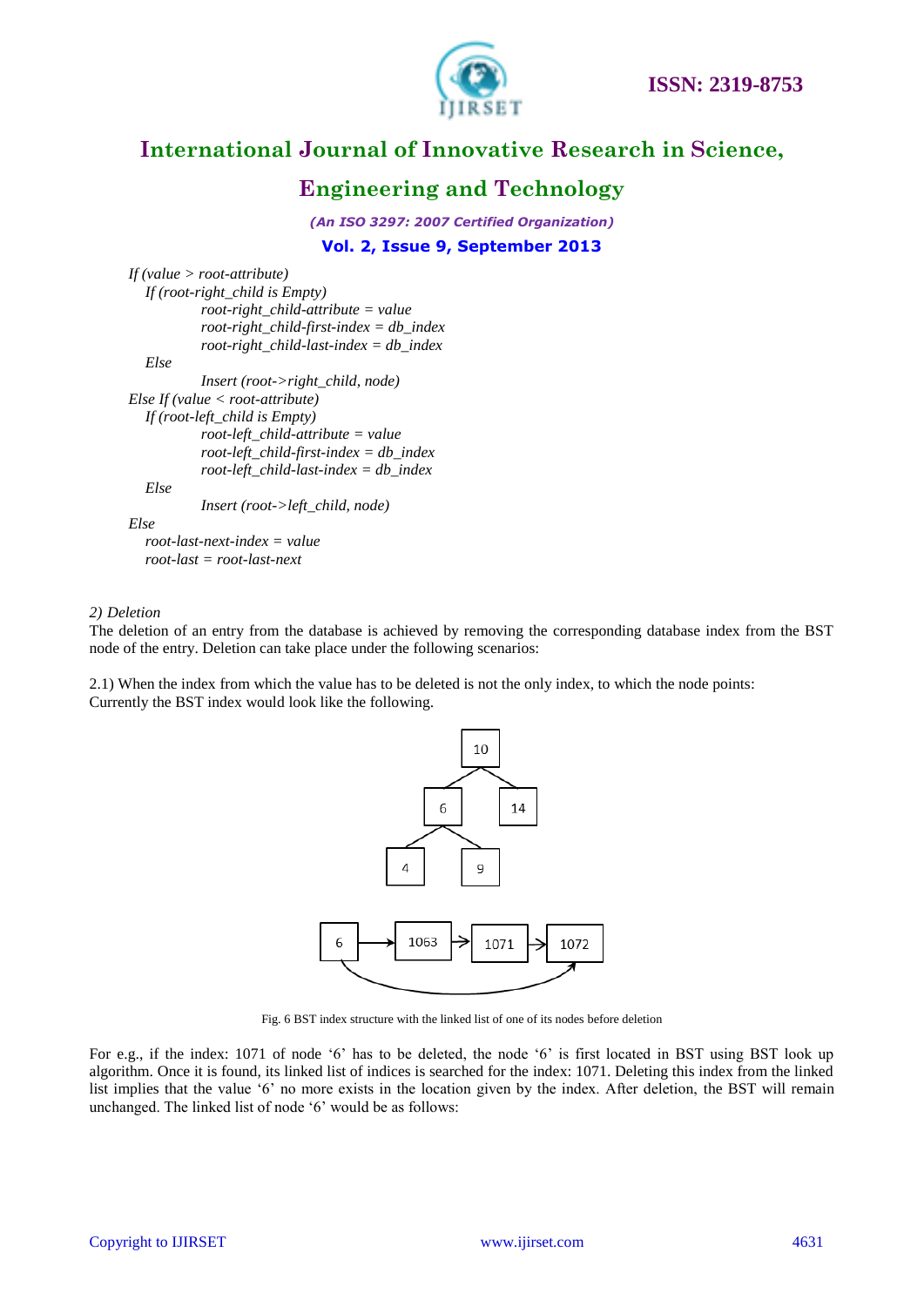*If (value > root-attribute)*
*If (root-right_child is Empty)*
*root-right_child-attribute = value*
*root-right_child-first-index = db_index*
*root-right_child-last-index = db_index*
*Else*
*Insert (root->right_child, node)*
*Else If (value < root-attribute)*
*If (root-left_child is Empty)*
*root-left_child-attribute = value*
*root-left_child-first-index = db_index*
*root-left_child-last-index = db_index*
*Else*
*Insert (root->left_child, node)*
*Else*
*root-last-next-index = value*
*root-last = root-last-next*

*2) Deletion*

The deletion of an entry from the database is achieved by removing the corresponding database index from the BST node of the entry. Deletion can take place under the following scenarios:

2.1) When the index from which the value has to be deleted is not the only index, to which the node points: Currently the BST index would look like the following.

Fig. 6 BST index structure with the linked list of one of its nodes before deletion

For e.g., if the index: 1071 of node '6' has to be deleted, the node '6' is first located in BST using BST look up algorithm. Once it is found, its linked list of indices is searched for the index: 1071. Deleting this index from the linked list implies that the value '6' no more exists in the location given by the index. After deletion, the BST will remain unchanged. The linked list of node '6' would be as follows: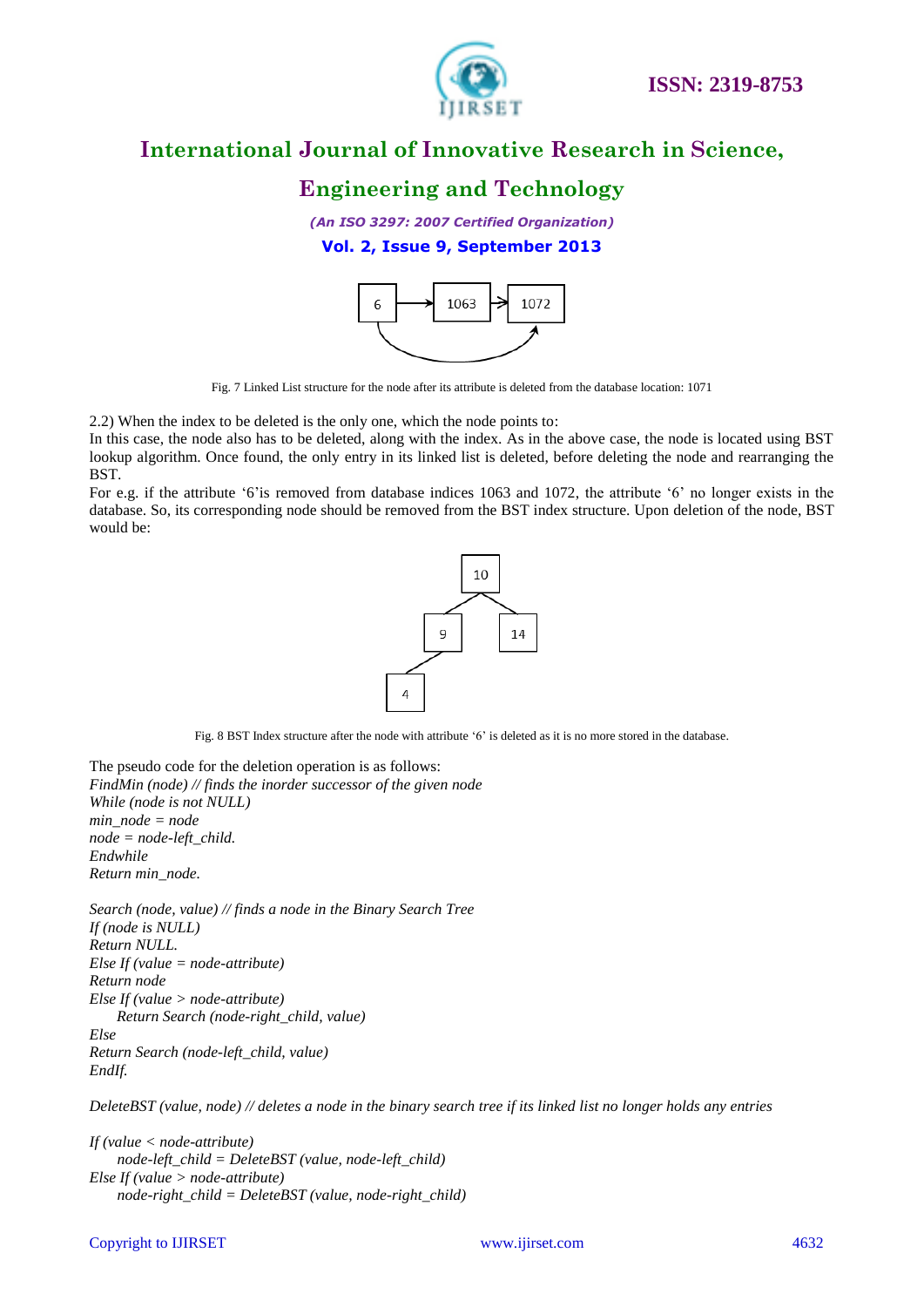Fig. 7 Linked List structure for the node after its attribute is deleted from the database location: 1071

2.2) When the index to be deleted is the only one, which the node points to:

In this case, the node also has to be deleted, along with the index. As in the above case, the node is located using BST lookup algorithm. Once found, the only entry in its linked list is deleted, before deleting the node and rearranging the BST.

For e.g. if the attribute '6'is removed from database indices 1063 and 1072, the attribute '6' no longer exists in the database. So, its corresponding node should be removed from the BST index structure. Upon deletion of the node, BST would be:

Fig. 8 BST Index structure after the node with attribute '6' is deleted as it is no more stored in the database.

The pseudo code for the deletion operation is as follows:

*FindMin (node) // finds the inorder successor of the given node*
*While (node is not NULL)*
*min_node = node*
*node = node-left_child.*
*Endwhile*
*Return min_node.*

*Search (node, value) // finds a node in the Binary Search Tree*
*If (node is NULL)*
*Return NULL.*
*Else If (value = node-attribute)*
*Return node*
*Else If (value > node-attribute)*
    *Return Search (node-right_child, value)*
*Else*
*Return Search (node-left_child, value)*
*EndIf.*

*DeleteBST (value, node) // deletes a node in the binary search tree if its linked list no longer holds any entries*

*If (value < node-attribute)*
    *node-left_child = DeleteBST (value, node-left_child)*
*Else If (value > node-attribute)*
    *node-right_child = DeleteBST (value, node-right_child)*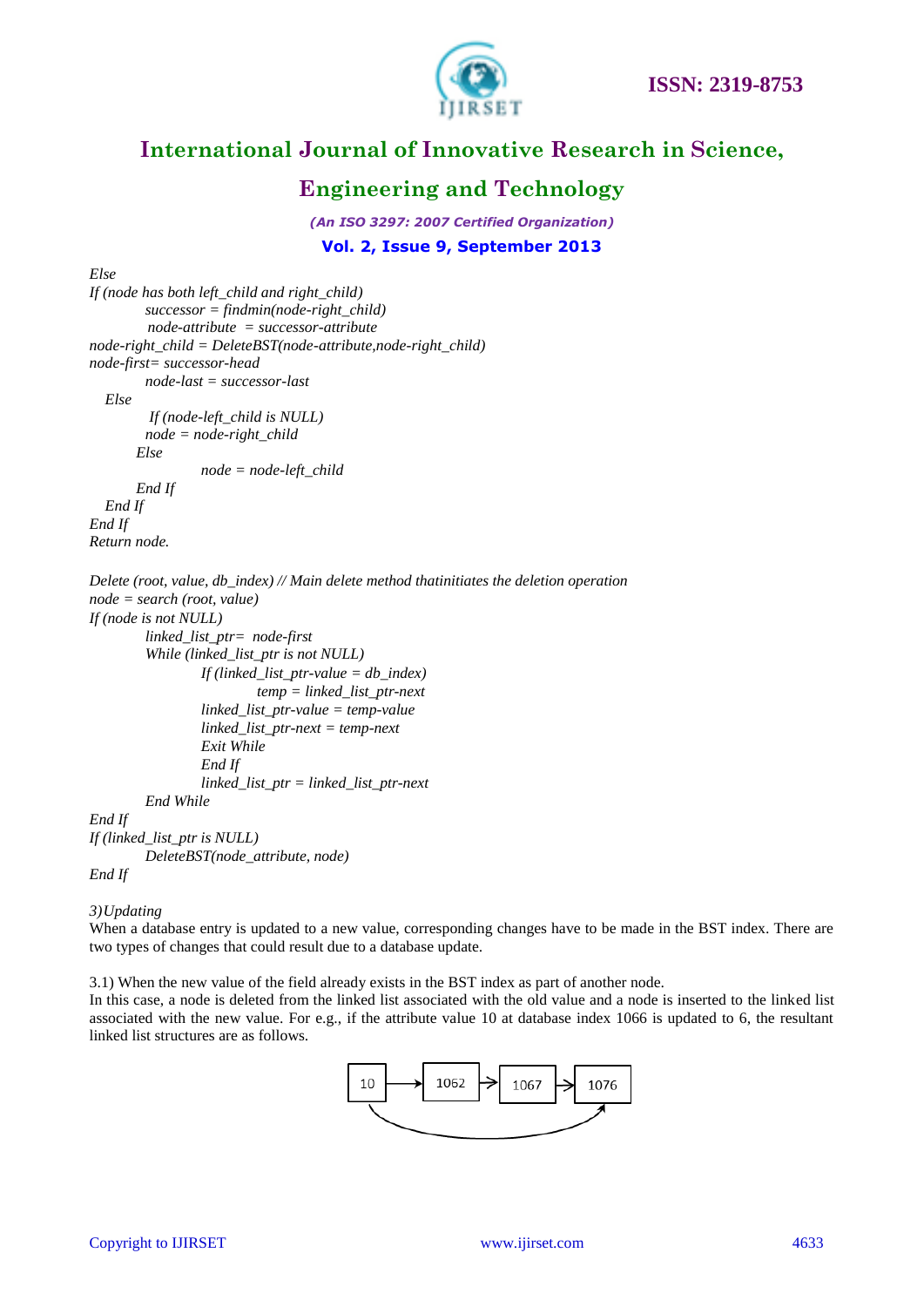*Else*
*If (node has both left_child and right_child)*
*successor = findmin(node-right_child)*
*node-attribute = successor-attribute*
*node-right_child = DeleteBST(node-attribute,node-right_child)*
*node-first= successor-head*
*node-last = successor-last*
*Else*
*If (node-left_child is NULL)*
*node = node-right_child*
*Else*
*node = node-left_child*
*End If*
*End If*
*End If*
*Return node.*

*Delete (root, value, db_index) // Main delete method thatinitiates the deletion operation*
*node = search (root, value)*
*If (node is not NULL)*
*linked_list_ptr= node-first*
*While (linked_list_ptr is not NULL)*
*If (linked_list_ptr-value = db_index)*
*temp = linked_list_ptr-next*
*linked_list_ptr-value = temp-value*
*linked_list_ptr-next = temp-next*
*Exit While*
*End If*
*linked_list_ptr = linked_list_ptr-next*
*End While*
*End If*
*If (linked_list_ptr is NULL)*
*DeleteBST(node_attribute, node)*
*End If*

*3)Updating*
When a database entry is updated to a new value, corresponding changes have to be made in the BST index. There are two types of changes that could result due to a database update.

3.1) When the new value of the field already exists in the BST index as part of another node.
In this case, a node is deleted from the linked list associated with the old value and a node is inserted to the linked list associated with the new value. For e.g., if the attribute value 10 at database index 1066 is updated to 6, the resultant linked list structures are as follows.

10 → 1062 → 1067 → 1076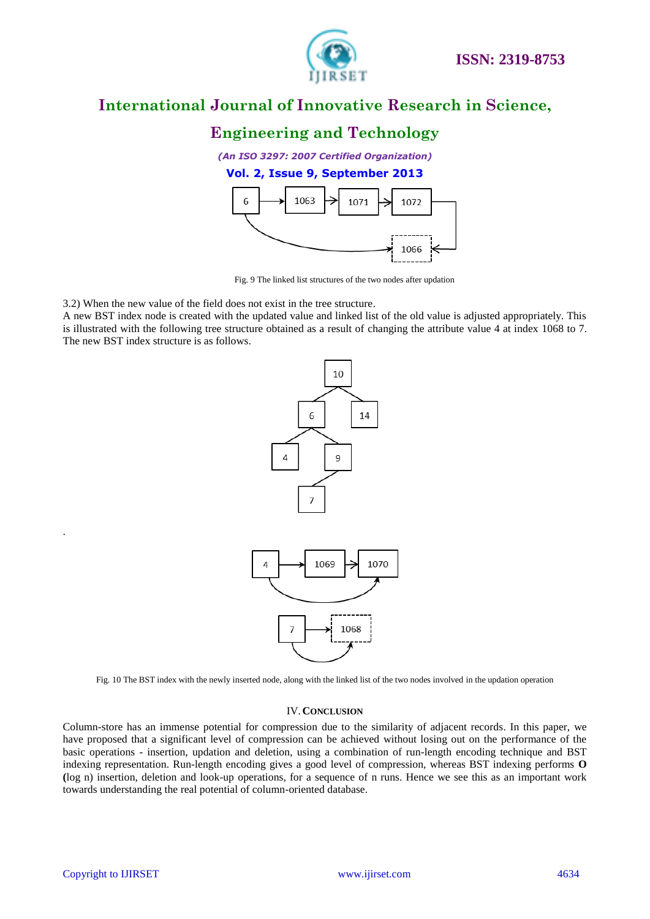Fig. 9 The linked list structures of the two nodes after updation

3.2) When the new value of the field does not exist in the tree structure.

A new BST index node is created with the updated value and linked list of the old value is adjusted appropriately. This is illustrated with the following tree structure obtained as a result of changing the attribute value 4 at index 1068 to 7. The new BST index structure is as follows.

Fig. 10 The BST index with the newly inserted node, along with the linked list of the two nodes involved in the updation operation

## IV. Conclusion

Column-store has an immense potential for compression due to the similarity of adjacent records. In this paper, we have proposed that a significant level of compression can be achieved without losing out on the performance of the basic operations - insertion, updation and deletion, using a combination of run-length encoding technique and BST indexing representation. Run-length encoding gives a good level of compression, whereas BST indexing performs **O (**log n) insertion, deletion and look-up operations, for a sequence of n runs. Hence we see this as an important work towards understanding the real potential of column-oriented database.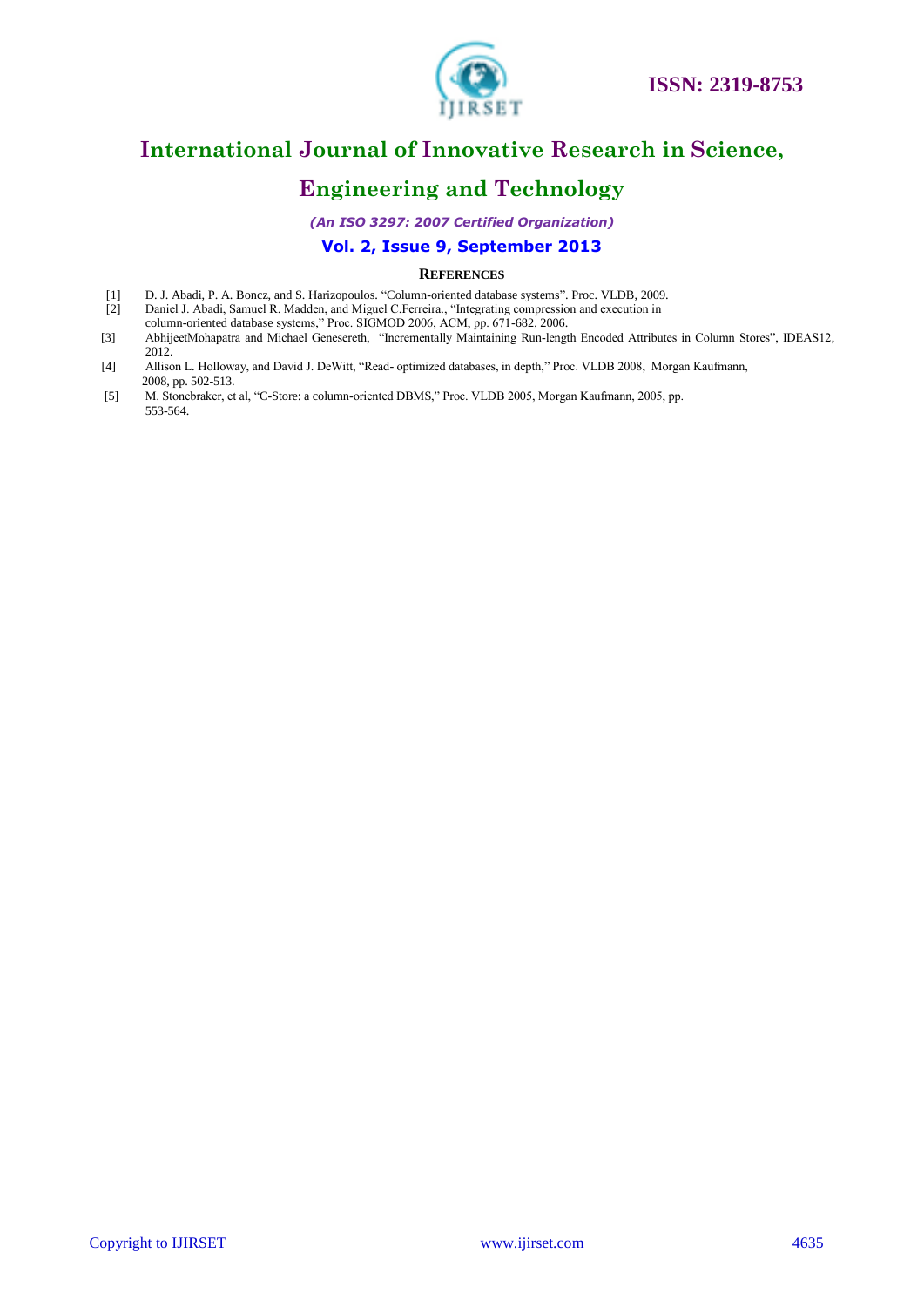## REFERENCES

[1] D. J. Abadi, P. A. Boncz, and S. Harizopoulos. "Column-oriented database systems". Proc. VLDB, 2009.

[2] Daniel J. Abadi, Samuel R. Madden, and Miguel C.Ferreira., "Integrating compression and execution in column-oriented database systems," Proc. SIGMOD 2006, ACM, pp. 671-682, 2006.

[3] AbhijeetMohapatra and Michael Genesereth, "Incrementally Maintaining Run-length Encoded Attributes in Column Stores", IDEAS12, 2012.

[4] Allison L. Holloway, and David J. DeWitt, "Read- optimized databases, in depth," Proc. VLDB 2008, Morgan Kaufmann, 2008, pp. 502-513.

[5] M. Stonebraker, et al, "C-Store: a column-oriented DBMS," Proc. VLDB 2005, Morgan Kaufmann, 2005, pp. 553-564.